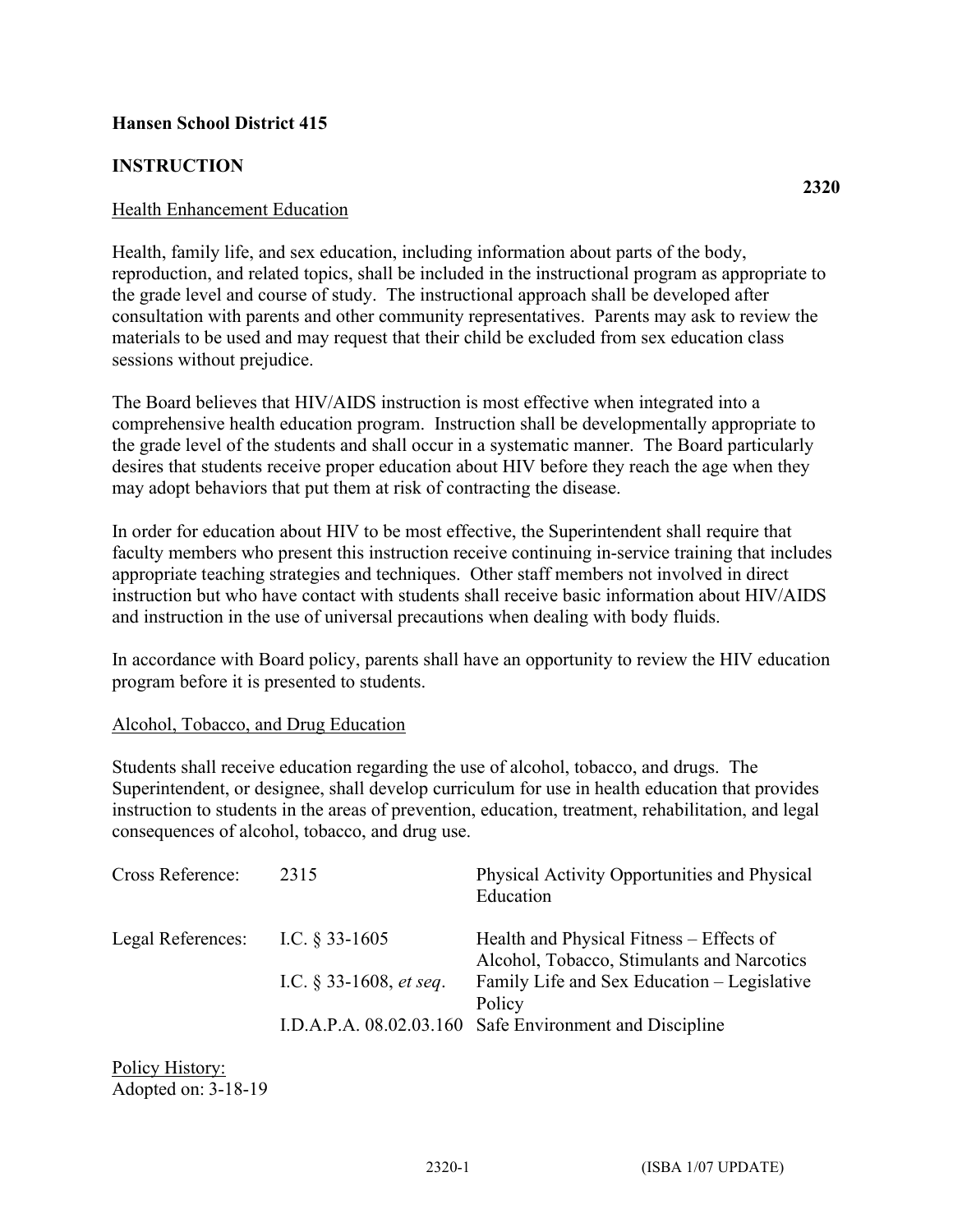**Hansen School District 415**

**INSTRUCTION**

**2320**

Health Enhancement Education

Health, family life, and sex education, including information about parts of the body, reproduction, and related topics, shall be included in the instructional program as appropriate to the grade level and course of study. The instructional approach shall be developed after consultation with parents and other community representatives. Parents may ask to review the materials to be used and may request that their child be excluded from sex education class sessions without prejudice.

The Board believes that HIV/AIDS instruction is most effective when integrated into a comprehensive health education program. Instruction shall be developmentally appropriate to the grade level of the students and shall occur in a systematic manner. The Board particularly desires that students receive proper education about HIV before they reach the age when they may adopt behaviors that put them at risk of contracting the disease.

In order for education about HIV to be most effective, the Superintendent shall require that faculty members who present this instruction receive continuing in-service training that includes appropriate teaching strategies and techniques. Other staff members not involved in direct instruction but who have contact with students shall receive basic information about HIV/AIDS and instruction in the use of universal precautions when dealing with body fluids.

In accordance with Board policy, parents shall have an opportunity to review the HIV education program before it is presented to students.

Alcohol, Tobacco, and Drug Education

Students shall receive education regarding the use of alcohol, tobacco, and drugs. The Superintendent, or designee, shall develop curriculum for use in health education that provides instruction to students in the areas of prevention, education, treatment, rehabilitation, and legal consequences of alcohol, tobacco, and drug use.

| | | |
|---|---|---|
| Cross Reference: | 2315 | Physical Activity Opportunities and Physical Education |
| Legal References: | I.C. § 33-1605 | Health and Physical Fitness – Effects of Alcohol, Tobacco, Stimulants and Narcotics |
| | I.C. § 33-1608, *et seq*. | Family Life and Sex Education – Legislative Policy |
| | I.D.A.P.A. 08.02.03.160 | Safe Environment and Discipline |

Policy History:
Adopted on: 3-18-19

(ISBA 1/07 UPDATE)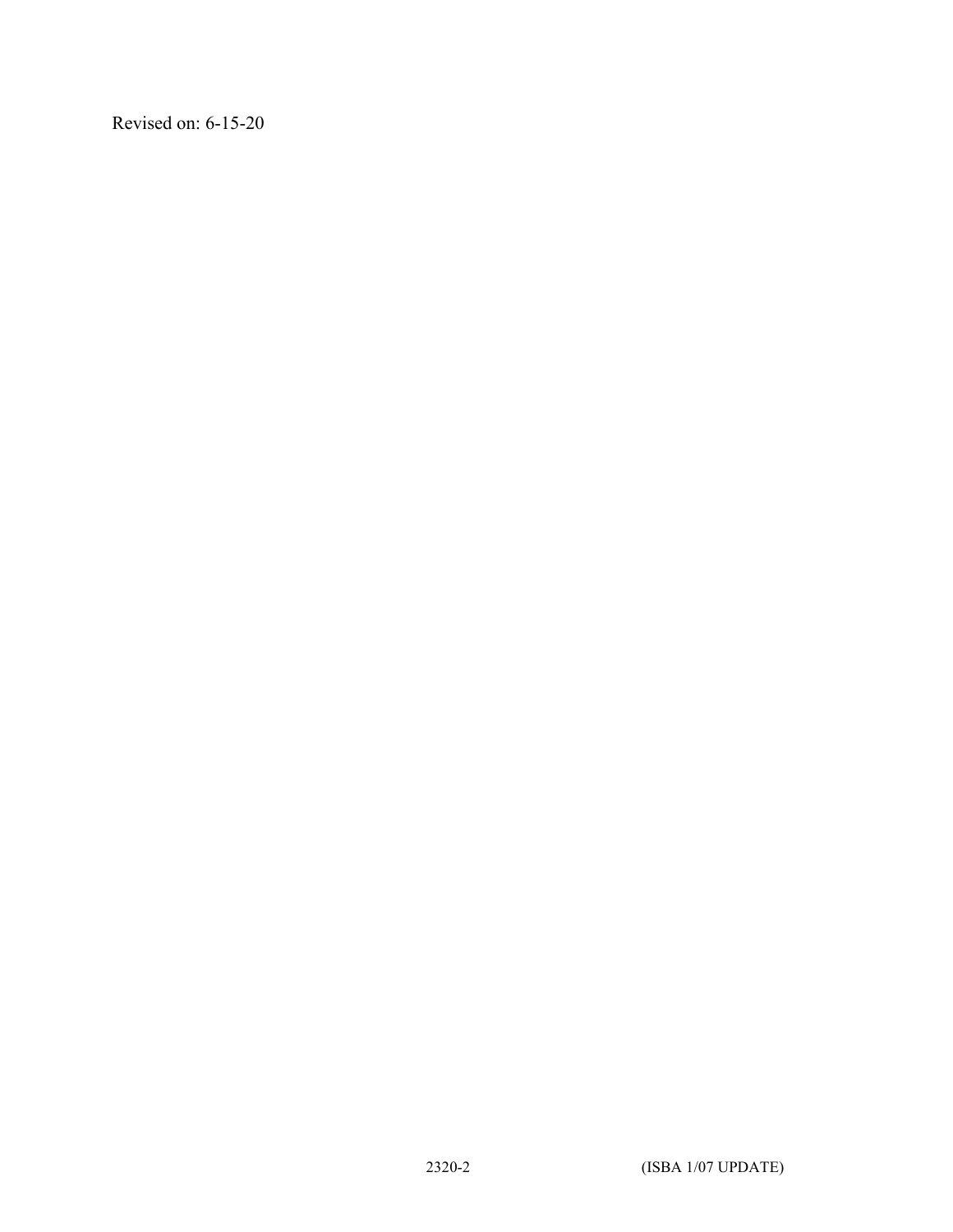Revised on: 6-15-20